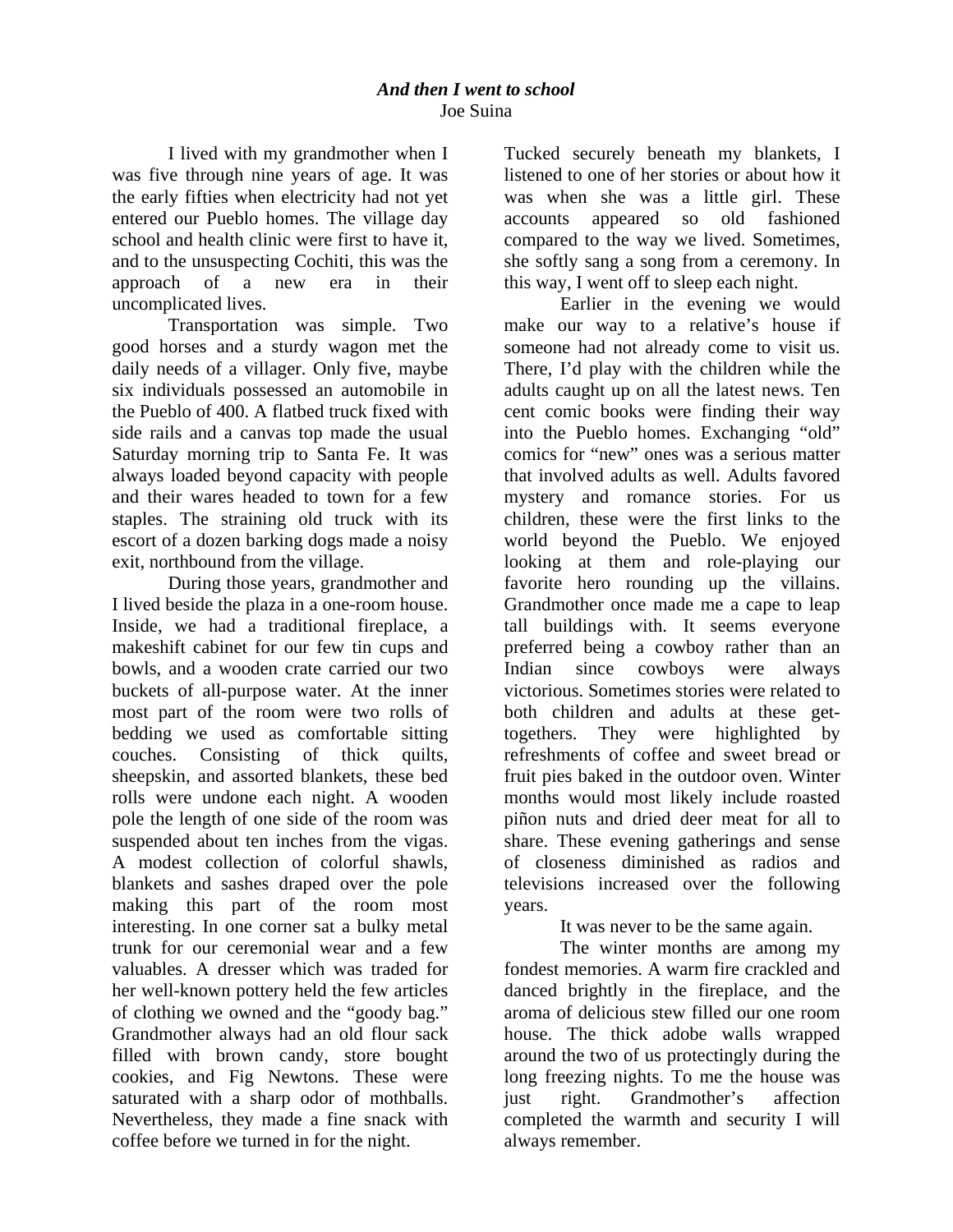# *And then I went to school*

Joe Suina

I lived with my grandmother when I was five through nine years of age. It was the early fifties when electricity had not yet entered our Pueblo homes. The village day school and health clinic were first to have it, and to the unsuspecting Cochiti, this was the approach of a new era in their uncomplicated lives.

Transportation was simple. Two good horses and a sturdy wagon met the daily needs of a villager. Only five, maybe six individuals possessed an automobile in the Pueblo of 400. A flatbed truck fixed with side rails and a canvas top made the usual Saturday morning trip to Santa Fe. It was always loaded beyond capacity with people and their wares headed to town for a few staples. The straining old truck with its escort of a dozen barking dogs made a noisy exit, northbound from the village.

During those years, grandmother and I lived beside the plaza in a one-room house. Inside, we had a traditional fireplace, a makeshift cabinet for our few tin cups and bowls, and a wooden crate carried our two buckets of all-purpose water. At the inner most part of the room were two rolls of bedding we used as comfortable sitting couches. Consisting of thick quilts, sheepskin, and assorted blankets, these bed rolls were undone each night. A wooden pole the length of one side of the room was suspended about ten inches from the vigas. A modest collection of colorful shawls, blankets and sashes draped over the pole making this part of the room most interesting. In one corner sat a bulky metal trunk for our ceremonial wear and a few valuables. A dresser which was traded for her well-known pottery held the few articles of clothing we owned and the "goody bag." Grandmother always had an old flour sack filled with brown candy, store bought cookies, and Fig Newtons. These were saturated with a sharp odor of mothballs. Nevertheless, they made a fine snack with coffee before we turned in for the night. Tucked securely beneath my blankets, I listened to one of her stories or about how it was when she was a little girl. These accounts appeared so old fashioned compared to the way we lived. Sometimes, she softly sang a song from a ceremony. In this way, I went off to sleep each night.

Earlier in the evening we would make our way to a relative's house if someone had not already come to visit us. There, I'd play with the children while the adults caught up on all the latest news. Ten cent comic books were finding their way into the Pueblo homes. Exchanging "old" comics for "new" ones was a serious matter that involved adults as well. Adults favored mystery and romance stories. For us children, these were the first links to the world beyond the Pueblo. We enjoyed looking at them and role-playing our favorite hero rounding up the villains. Grandmother once made me a cape to leap tall buildings with. It seems everyone preferred being a cowboy rather than an Indian since cowboys were always victorious. Sometimes stories were related to both children and adults at these get-togethers. They were highlighted by refreshments of coffee and sweet bread or fruit pies baked in the outdoor oven. Winter months would most likely include roasted piñon nuts and dried deer meat for all to share. These evening gatherings and sense of closeness diminished as radios and televisions increased over the following years.

It was never to be the same again.

The winter months are among my fondest memories. A warm fire crackled and danced brightly in the fireplace, and the aroma of delicious stew filled our one room house. The thick adobe walls wrapped around the two of us protectingly during the long freezing nights. To me the house was just right. Grandmother's affection completed the warmth and security I will always remember.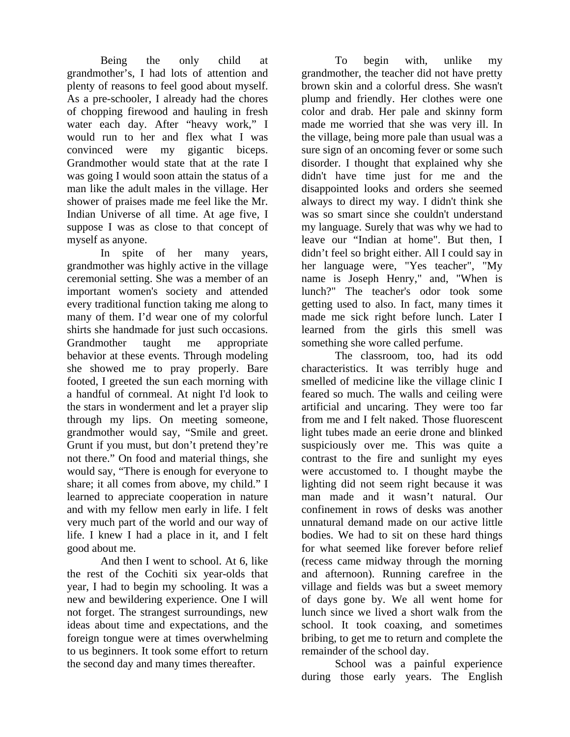Being the only child at grandmother's, I had lots of attention and plenty of reasons to feel good about myself. As a pre-schooler, I already had the chores of chopping firewood and hauling in fresh water each day. After "heavy work," I would run to her and flex what I was convinced were my gigantic biceps. Grandmother would state that at the rate I was going I would soon attain the status of a man like the adult males in the village. Her shower of praises made me feel like the Mr. Indian Universe of all time. At age five, I suppose I was as close to that concept of myself as anyone.

In spite of her many years, grandmother was highly active in the village ceremonial setting. She was a member of an important women's society and attended every traditional function taking me along to many of them. I'd wear one of my colorful shirts she handmade for just such occasions. Grandmother taught me appropriate behavior at these events. Through modeling she showed me to pray properly. Bare footed, I greeted the sun each morning with a handful of cornmeal. At night I'd look to the stars in wonderment and let a prayer slip through my lips. On meeting someone, grandmother would say, "Smile and greet. Grunt if you must, but don't pretend they're not there." On food and material things, she would say, "There is enough for everyone to share; it all comes from above, my child." I learned to appreciate cooperation in nature and with my fellow men early in life. I felt very much part of the world and our way of life. I knew I had a place in it, and I felt good about me.

And then I went to school. At 6, like the rest of the Cochiti six year-olds that year, I had to begin my schooling. It was a new and bewildering experience. One I will not forget. The strangest surroundings, new ideas about time and expectations, and the foreign tongue were at times overwhelming to us beginners. It took some effort to return the second day and many times thereafter.

To begin with, unlike my grandmother, the teacher did not have pretty brown skin and a colorful dress. She wasn't plump and friendly. Her clothes were one color and drab. Her pale and skinny form made me worried that she was very ill. In the village, being more pale than usual was a sure sign of an oncoming fever or some such disorder. I thought that explained why she didn't have time just for me and the disappointed looks and orders she seemed always to direct my way. I didn't think she was so smart since she couldn't understand my language. Surely that was why we had to leave our "Indian at home". But then, I didn't feel so bright either. All I could say in her language were, "Yes teacher", "My name is Joseph Henry," and, "When is lunch?" The teacher's odor took some getting used to also. In fact, many times it made me sick right before lunch. Later I learned from the girls this smell was something she wore called perfume.

The classroom, too, had its odd characteristics. It was terribly huge and smelled of medicine like the village clinic I feared so much. The walls and ceiling were artificial and uncaring. They were too far from me and I felt naked. Those fluorescent light tubes made an eerie drone and blinked suspiciously over me. This was quite a contrast to the fire and sunlight my eyes were accustomed to. I thought maybe the lighting did not seem right because it was man made and it wasn't natural. Our confinement in rows of desks was another unnatural demand made on our active little bodies. We had to sit on these hard things for what seemed like forever before relief (recess came midway through the morning and afternoon). Running carefree in the village and fields was but a sweet memory of days gone by. We all went home for lunch since we lived a short walk from the school. It took coaxing, and sometimes bribing, to get me to return and complete the remainder of the school day.

School was a painful experience during those early years. The English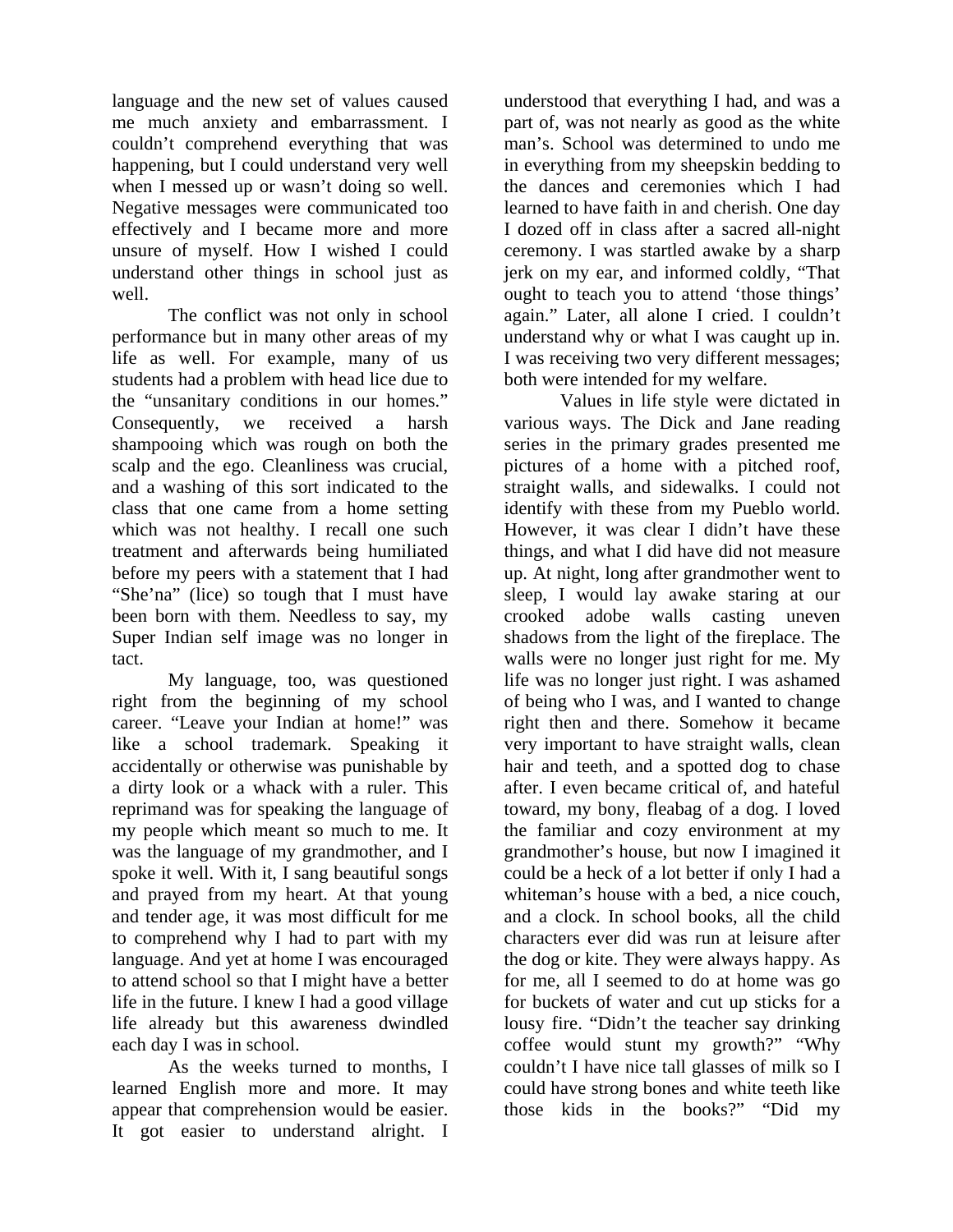language and the new set of values caused me much anxiety and embarrassment. I couldn't comprehend everything that was happening, but I could understand very well when I messed up or wasn't doing so well. Negative messages were communicated too effectively and I became more and more unsure of myself. How I wished I could understand other things in school just as well.

The conflict was not only in school performance but in many other areas of my life as well. For example, many of us students had a problem with head lice due to the "unsanitary conditions in our homes." Consequently, we received a harsh shampooing which was rough on both the scalp and the ego. Cleanliness was crucial, and a washing of this sort indicated to the class that one came from a home setting which was not healthy. I recall one such treatment and afterwards being humiliated before my peers with a statement that I had "She'na" (lice) so tough that I must have been born with them. Needless to say, my Super Indian self image was no longer in tact.

My language, too, was questioned right from the beginning of my school career. "Leave your Indian at home!" was like a school trademark. Speaking it accidentally or otherwise was punishable by a dirty look or a whack with a ruler. This reprimand was for speaking the language of my people which meant so much to me. It was the language of my grandmother, and I spoke it well. With it, I sang beautiful songs and prayed from my heart. At that young and tender age, it was most difficult for me to comprehend why I had to part with my language. And yet at home I was encouraged to attend school so that I might have a better life in the future. I knew I had a good village life already but this awareness dwindled each day I was in school.

As the weeks turned to months, I learned English more and more. It may appear that comprehension would be easier. It got easier to understand alright. I understood that everything I had, and was a part of, was not nearly as good as the white man's. School was determined to undo me in everything from my sheepskin bedding to the dances and ceremonies which I had learned to have faith in and cherish. One day I dozed off in class after a sacred all-night ceremony. I was startled awake by a sharp jerk on my ear, and informed coldly, "That ought to teach you to attend 'those things' again." Later, all alone I cried. I couldn't understand why or what I was caught up in. I was receiving two very different messages; both were intended for my welfare.

Values in life style were dictated in various ways. The Dick and Jane reading series in the primary grades presented me pictures of a home with a pitched roof, straight walls, and sidewalks. I could not identify with these from my Pueblo world. However, it was clear I didn't have these things, and what I did have did not measure up. At night, long after grandmother went to sleep, I would lay awake staring at our crooked adobe walls casting uneven shadows from the light of the fireplace. The walls were no longer just right for me. My life was no longer just right. I was ashamed of being who I was, and I wanted to change right then and there. Somehow it became very important to have straight walls, clean hair and teeth, and a spotted dog to chase after. I even became critical of, and hateful toward, my bony, fleabag of a dog. I loved the familiar and cozy environment at my grandmother's house, but now I imagined it could be a heck of a lot better if only I had a whiteman's house with a bed, a nice couch, and a clock. In school books, all the child characters ever did was run at leisure after the dog or kite. They were always happy. As for me, all I seemed to do at home was go for buckets of water and cut up sticks for a lousy fire. "Didn't the teacher say drinking coffee would stunt my growth?" "Why couldn't I have nice tall glasses of milk so I could have strong bones and white teeth like those kids in the books?" "Did my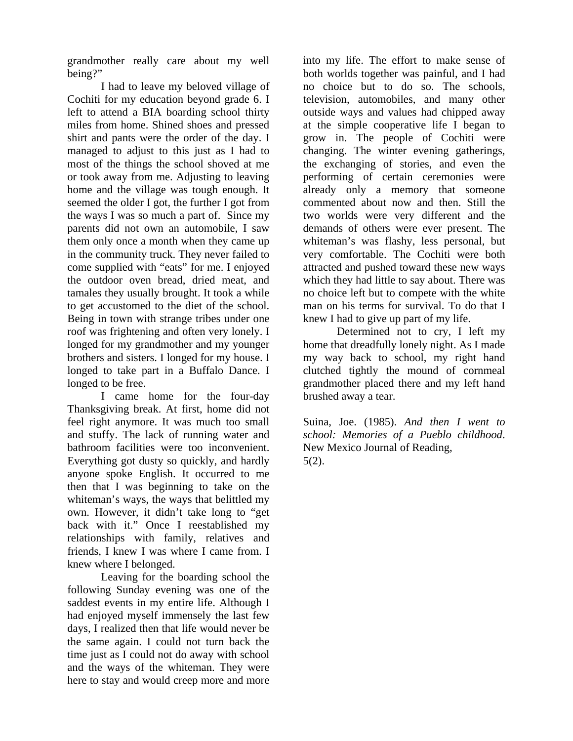grandmother really care about my well being?"

I had to leave my beloved village of Cochiti for my education beyond grade 6. I left to attend a BIA boarding school thirty miles from home. Shined shoes and pressed shirt and pants were the order of the day. I managed to adjust to this just as I had to most of the things the school shoved at me or took away from me. Adjusting to leaving home and the village was tough enough. It seemed the older I got, the further I got from the ways I was so much a part of. Since my parents did not own an automobile, I saw them only once a month when they came up in the community truck. They never failed to come supplied with "eats" for me. I enjoyed the outdoor oven bread, dried meat, and tamales they usually brought. It took a while to get accustomed to the diet of the school. Being in town with strange tribes under one roof was frightening and often very lonely. I longed for my grandmother and my younger brothers and sisters. I longed for my house. I longed to take part in a Buffalo Dance. I longed to be free.

I came home for the four-day Thanksgiving break. At first, home did not feel right anymore. It was much too small and stuffy. The lack of running water and bathroom facilities were too inconvenient. Everything got dusty so quickly, and hardly anyone spoke English. It occurred to me then that I was beginning to take on the whiteman's ways, the ways that belittled my own. However, it didn't take long to "get back with it." Once I reestablished my relationships with family, relatives and friends, I knew I was where I came from. I knew where I belonged.

Leaving for the boarding school the following Sunday evening was one of the saddest events in my entire life. Although I had enjoyed myself immensely the last few days, I realized then that life would never be the same again. I could not turn back the time just as I could not do away with school and the ways of the whiteman. They were here to stay and would creep more and more into my life. The effort to make sense of both worlds together was painful, and I had no choice but to do so. The schools, television, automobiles, and many other outside ways and values had chipped away at the simple cooperative life I began to grow in. The people of Cochiti were changing. The winter evening gatherings, the exchanging of stories, and even the performing of certain ceremonies were already only a memory that someone commented about now and then. Still the two worlds were very different and the demands of others were ever present. The whiteman's was flashy, less personal, but very comfortable. The Cochiti were both attracted and pushed toward these new ways which they had little to say about. There was no choice left but to compete with the white man on his terms for survival. To do that I knew I had to give up part of my life.

Determined not to cry, I left my home that dreadfully lonely night. As I made my way back to school, my right hand clutched tightly the mound of cornmeal grandmother placed there and my left hand brushed away a tear.

Suina, Joe. (1985). *And then I went to school: Memories of a Pueblo childhood*. New Mexico Journal of Reading, 5(2).